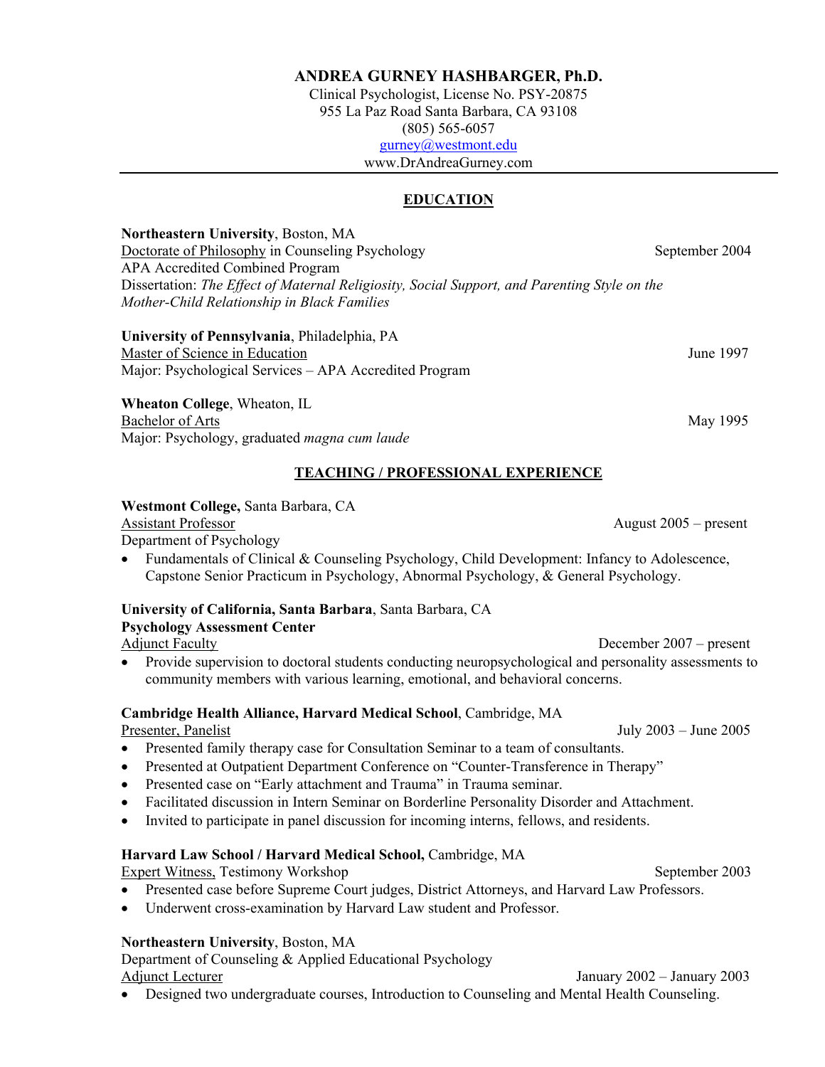# ANDREA GURNEY HASHBARGER, Ph.D.

Clinical Psychologist, License No. PSY-20875
955 La Paz Road Santa Barbara, CA 93108
(805) 565-6057
gurney@westmont.edu
www.DrAndreaGurney.com

---

## EDUCATION

**Northeastern University**, Boston, MA
Doctorate of Philosophy in Counseling Psychology — September 2004
APA Accredited Combined Program
Dissertation: *The Effect of Maternal Religiosity, Social Support, and Parenting Style on the Mother-Child Relationship in Black Families*

**University of Pennsylvania**, Philadelphia, PA
Master of Science in Education — June 1997
Major: Psychological Services – APA Accredited Program

**Wheaton College**, Wheaton, IL
Bachelor of Arts — May 1995
Major: Psychology, graduated *magna cum laude*

## TEACHING / PROFESSIONAL EXPERIENCE

**Westmont College,** Santa Barbara, CA
Assistant Professor — August 2005 – present
Department of Psychology

- Fundamentals of Clinical & Counseling Psychology, Child Development: Infancy to Adolescence, Capstone Senior Practicum in Psychology, Abnormal Psychology, & General Psychology.

**University of California, Santa Barbara**, Santa Barbara, CA
**Psychology Assessment Center**
Adjunct Faculty — December 2007 – present

- Provide supervision to doctoral students conducting neuropsychological and personality assessments to community members with various learning, emotional, and behavioral concerns.

**Cambridge Health Alliance, Harvard Medical School**, Cambridge, MA
Presenter, Panelist — July 2003 – June 2005

- Presented family therapy case for Consultation Seminar to a team of consultants.
- Presented at Outpatient Department Conference on "Counter-Transference in Therapy"
- Presented case on "Early attachment and Trauma" in Trauma seminar.
- Facilitated discussion in Intern Seminar on Borderline Personality Disorder and Attachment.
- Invited to participate in panel discussion for incoming interns, fellows, and residents.

**Harvard Law School / Harvard Medical School,** Cambridge, MA
Expert Witness, Testimony Workshop — September 2003

- Presented case before Supreme Court judges, District Attorneys, and Harvard Law Professors.
- Underwent cross-examination by Harvard Law student and Professor.

**Northeastern University**, Boston, MA
Department of Counseling & Applied Educational Psychology
Adjunct Lecturer — January 2002 – January 2003

- Designed two undergraduate courses, Introduction to Counseling and Mental Health Counseling.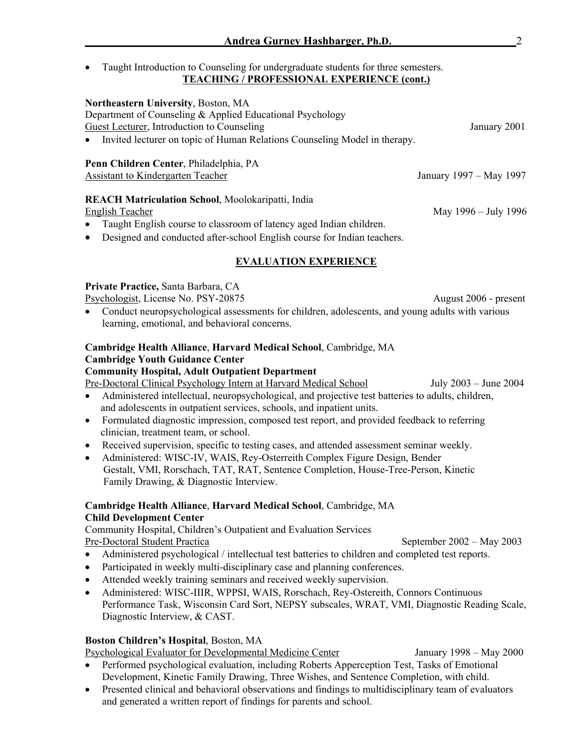- Taught Introduction to Counseling for undergraduate students for three semesters.

## TEACHING / PROFESSIONAL EXPERIENCE (cont.)

**Northeastern University**, Boston, MA
Department of Counseling & Applied Educational Psychology
Guest Lecturer, Introduction to Counseling — January 2001

- Invited lecturer on topic of Human Relations Counseling Model in therapy.

**Penn Children Center**, Philadelphia, PA
Assistant to Kindergarten Teacher — January 1997 – May 1997

**REACH Matriculation School**, Moolokaripatti, India
English Teacher — May 1996 – July 1996

- Taught English course to classroom of latency aged Indian children.
- Designed and conducted after-school English course for Indian teachers.

## EVALUATION EXPERIENCE

**Private Practice,** Santa Barbara, CA
Psychologist, License No. PSY-20875 — August 2006 - present

- Conduct neuropsychological assessments for children, adolescents, and young adults with various learning, emotional, and behavioral concerns.

**Cambridge Health Alliance**, **Harvard Medical School**, Cambridge, MA
**Cambridge Youth Guidance Center**
**Community Hospital, Adult Outpatient Department**
Pre-Doctoral Clinical Psychology Intern at Harvard Medical School — July 2003 – June 2004

- Administered intellectual, neuropsychological, and projective test batteries to adults, children, and adolescents in outpatient services, schools, and inpatient units.
- Formulated diagnostic impression, composed test report, and provided feedback to referring clinician, treatment team, or school.
- Received supervision, specific to testing cases, and attended assessment seminar weekly.
- Administered: WISC-IV, WAIS, Rey-Osterreith Complex Figure Design, Bender Gestalt, VMI, Rorschach, TAT, RAT, Sentence Completion, House-Tree-Person, Kinetic Family Drawing, & Diagnostic Interview.

**Cambridge Health Alliance**, **Harvard Medical School**, Cambridge, MA
**Child Development Center**
Community Hospital, Children's Outpatient and Evaluation Services
Pre-Doctoral Student Practica — September 2002 – May 2003

- Administered psychological / intellectual test batteries to children and completed test reports.
- Participated in weekly multi-disciplinary case and planning conferences.
- Attended weekly training seminars and received weekly supervision.
- Administered: WISC-IIIR, WPPSI, WAIS, Rorschach, Rey-Ostereith, Connors Continuous Performance Task, Wisconsin Card Sort, NEPSY subscales, WRAT, VMI, Diagnostic Reading Scale, Diagnostic Interview, & CAST.

**Boston Children's Hospital**, Boston, MA
Psychological Evaluator for Developmental Medicine Center — January 1998 – May 2000

- Performed psychological evaluation, including Roberts Apperception Test, Tasks of Emotional Development, Kinetic Family Drawing, Three Wishes, and Sentence Completion, with child.
- Presented clinical and behavioral observations and findings to multidisciplinary team of evaluators and generated a written report of findings for parents and school.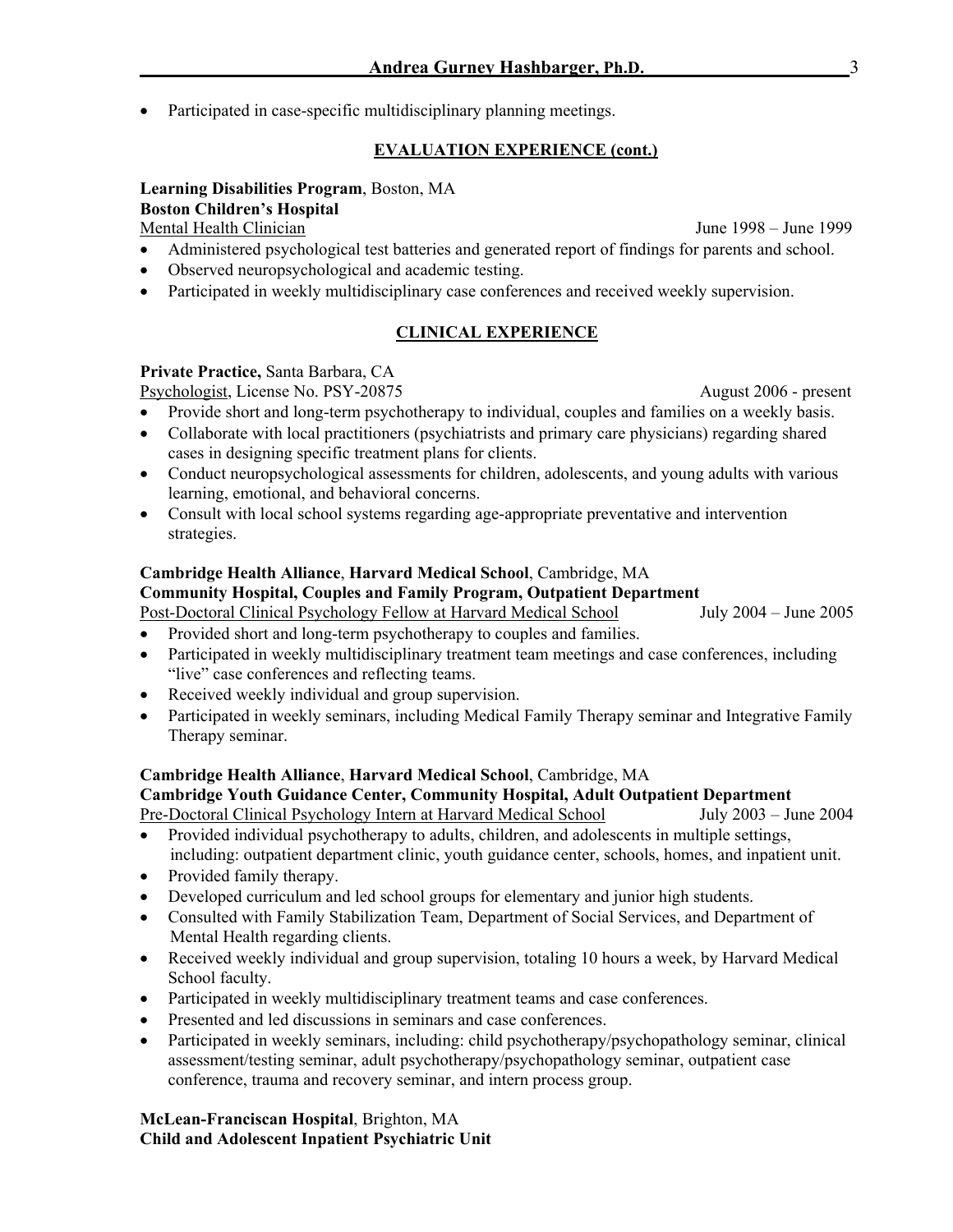- Participated in case-specific multidisciplinary planning meetings.

## EVALUATION EXPERIENCE (cont.)

**Learning Disabilities Program**, Boston, MA
**Boston Children's Hospital**
Mental Health Clinician — June 1998 – June 1999

- Administered psychological test batteries and generated report of findings for parents and school.
- Observed neuropsychological and academic testing.
- Participated in weekly multidisciplinary case conferences and received weekly supervision.

## CLINICAL EXPERIENCE

**Private Practice,** Santa Barbara, CA
Psychologist, License No. PSY-20875 — August 2006 - present

- Provide short and long-term psychotherapy to individual, couples and families on a weekly basis.
- Collaborate with local practitioners (psychiatrists and primary care physicians) regarding shared cases in designing specific treatment plans for clients.
- Conduct neuropsychological assessments for children, adolescents, and young adults with various learning, emotional, and behavioral concerns.
- Consult with local school systems regarding age-appropriate preventative and intervention strategies.

**Cambridge Health Alliance**, **Harvard Medical School**, Cambridge, MA
**Community Hospital, Couples and Family Program, Outpatient Department**
Post-Doctoral Clinical Psychology Fellow at Harvard Medical School — July 2004 – June 2005

- Provided short and long-term psychotherapy to couples and families.
- Participated in weekly multidisciplinary treatment team meetings and case conferences, including "live" case conferences and reflecting teams.
- Received weekly individual and group supervision.
- Participated in weekly seminars, including Medical Family Therapy seminar and Integrative Family Therapy seminar.

**Cambridge Health Alliance**, **Harvard Medical School**, Cambridge, MA
**Cambridge Youth Guidance Center, Community Hospital, Adult Outpatient Department**
Pre-Doctoral Clinical Psychology Intern at Harvard Medical School — July 2003 – June 2004

- Provided individual psychotherapy to adults, children, and adolescents in multiple settings, including: outpatient department clinic, youth guidance center, schools, homes, and inpatient unit.
- Provided family therapy.
- Developed curriculum and led school groups for elementary and junior high students.
- Consulted with Family Stabilization Team, Department of Social Services, and Department of Mental Health regarding clients.
- Received weekly individual and group supervision, totaling 10 hours a week, by Harvard Medical School faculty.
- Participated in weekly multidisciplinary treatment teams and case conferences.
- Presented and led discussions in seminars and case conferences.
- Participated in weekly seminars, including: child psychotherapy/psychopathology seminar, clinical assessment/testing seminar, adult psychotherapy/psychopathology seminar, outpatient case conference, trauma and recovery seminar, and intern process group.

**McLean-Franciscan Hospital**, Brighton, MA
**Child and Adolescent Inpatient Psychiatric Unit**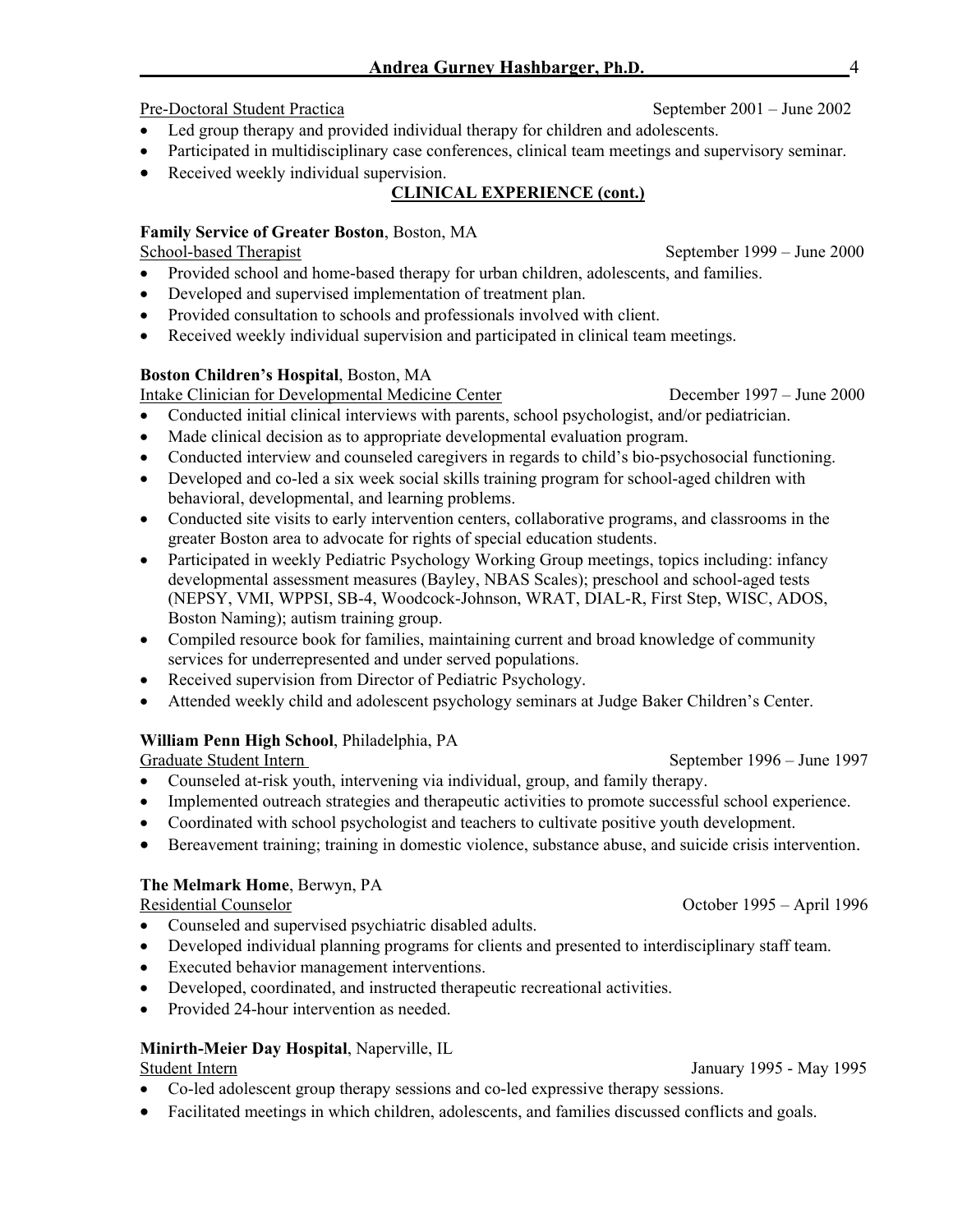Pre-Doctoral Student Practica — September 2001 – June 2002

- Led group therapy and provided individual therapy for children and adolescents.
- Participated in multidisciplinary case conferences, clinical team meetings and supervisory seminar.
- Received weekly individual supervision.

## CLINICAL EXPERIENCE (cont.)

**Family Service of Greater Boston**, Boston, MA

School-based Therapist — September 1999 – June 2000

- Provided school and home-based therapy for urban children, adolescents, and families.
- Developed and supervised implementation of treatment plan.
- Provided consultation to schools and professionals involved with client.
- Received weekly individual supervision and participated in clinical team meetings.

**Boston Children's Hospital**, Boston, MA

Intake Clinician for Developmental Medicine Center — December 1997 – June 2000

- Conducted initial clinical interviews with parents, school psychologist, and/or pediatrician.
- Made clinical decision as to appropriate developmental evaluation program.
- Conducted interview and counseled caregivers in regards to child's bio-psychosocial functioning.
- Developed and co-led a six week social skills training program for school-aged children with behavioral, developmental, and learning problems.
- Conducted site visits to early intervention centers, collaborative programs, and classrooms in the greater Boston area to advocate for rights of special education students.
- Participated in weekly Pediatric Psychology Working Group meetings, topics including: infancy developmental assessment measures (Bayley, NBAS Scales); preschool and school-aged tests (NEPSY, VMI, WPPSI, SB-4, Woodcock-Johnson, WRAT, DIAL-R, First Step, WISC, ADOS, Boston Naming); autism training group.
- Compiled resource book for families, maintaining current and broad knowledge of community services for underrepresented and under served populations.
- Received supervision from Director of Pediatric Psychology.
- Attended weekly child and adolescent psychology seminars at Judge Baker Children's Center.

**William Penn High School**, Philadelphia, PA

Graduate Student Intern — September 1996 – June 1997

- Counseled at-risk youth, intervening via individual, group, and family therapy.
- Implemented outreach strategies and therapeutic activities to promote successful school experience.
- Coordinated with school psychologist and teachers to cultivate positive youth development.
- Bereavement training; training in domestic violence, substance abuse, and suicide crisis intervention.

**The Melmark Home**, Berwyn, PA

Residential Counselor — October 1995 – April 1996

- Counseled and supervised psychiatric disabled adults.
- Developed individual planning programs for clients and presented to interdisciplinary staff team.
- Executed behavior management interventions.
- Developed, coordinated, and instructed therapeutic recreational activities.
- Provided 24-hour intervention as needed.

**Minirth-Meier Day Hospital**, Naperville, IL

Student Intern — January 1995 - May 1995

- Co-led adolescent group therapy sessions and co-led expressive therapy sessions.
- Facilitated meetings in which children, adolescents, and families discussed conflicts and goals.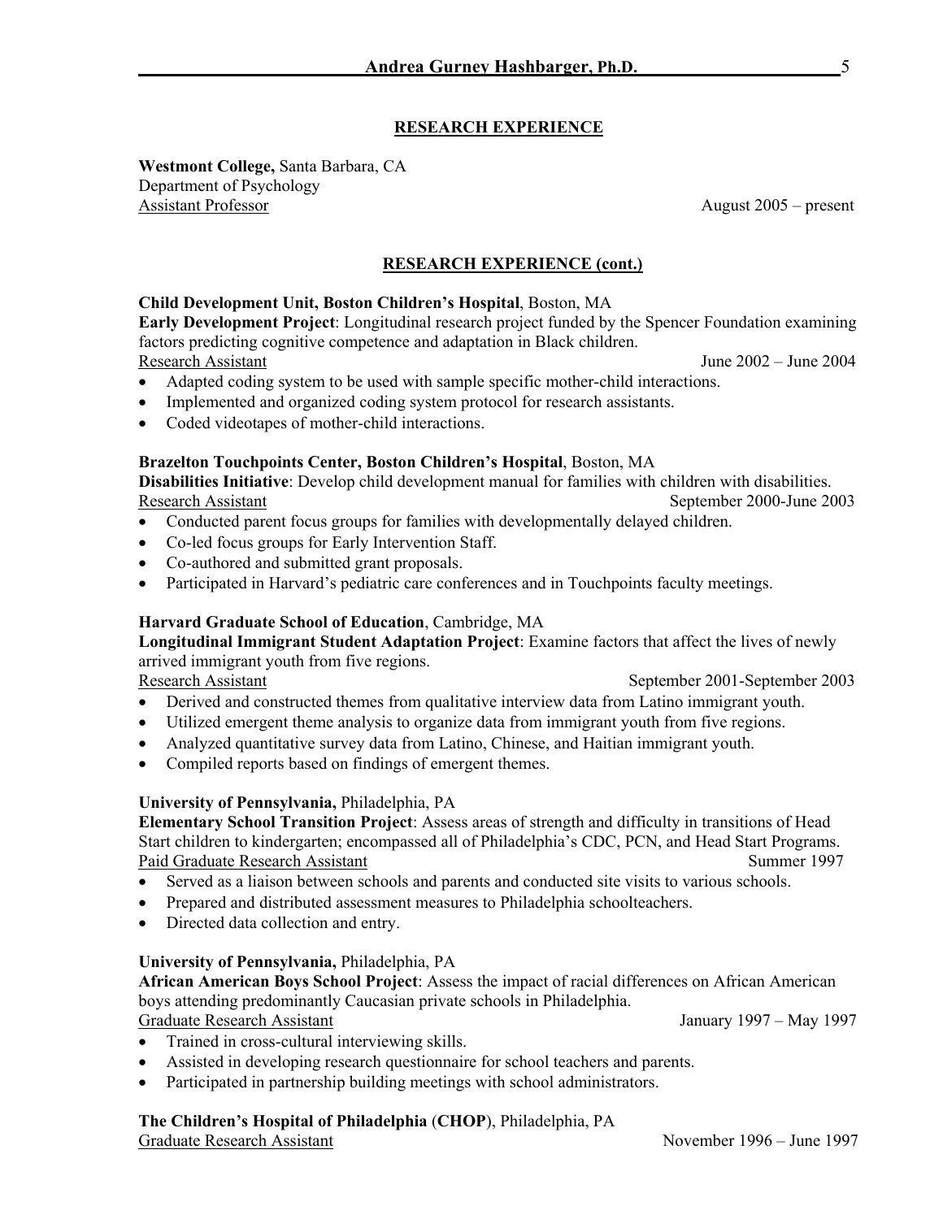## RESEARCH EXPERIENCE

**Westmont College,** Santa Barbara, CA
Department of Psychology
Assistant Professor — August 2005 – present

## RESEARCH EXPERIENCE (cont.)

**Child Development Unit, Boston Children's Hospital**, Boston, MA
**Early Development Project**: Longitudinal research project funded by the Spencer Foundation examining factors predicting cognitive competence and adaptation in Black children.
Research Assistant — June 2002 – June 2004

- Adapted coding system to be used with sample specific mother-child interactions.
- Implemented and organized coding system protocol for research assistants.
- Coded videotapes of mother-child interactions.

**Brazelton Touchpoints Center, Boston Children's Hospital**, Boston, MA
**Disabilities Initiative**: Develop child development manual for families with children with disabilities.
Research Assistant — September 2000-June 2003

- Conducted parent focus groups for families with developmentally delayed children.
- Co-led focus groups for Early Intervention Staff.
- Co-authored and submitted grant proposals.
- Participated in Harvard's pediatric care conferences and in Touchpoints faculty meetings.

**Harvard Graduate School of Education**, Cambridge, MA
**Longitudinal Immigrant Student Adaptation Project**: Examine factors that affect the lives of newly arrived immigrant youth from five regions.
Research Assistant — September 2001-September 2003

- Derived and constructed themes from qualitative interview data from Latino immigrant youth.
- Utilized emergent theme analysis to organize data from immigrant youth from five regions.
- Analyzed quantitative survey data from Latino, Chinese, and Haitian immigrant youth.
- Compiled reports based on findings of emergent themes.

**University of Pennsylvania,** Philadelphia, PA
**Elementary School Transition Project**: Assess areas of strength and difficulty in transitions of Head Start children to kindergarten; encompassed all of Philadelphia's CDC, PCN, and Head Start Programs.
Paid Graduate Research Assistant — Summer 1997

- Served as a liaison between schools and parents and conducted site visits to various schools.
- Prepared and distributed assessment measures to Philadelphia schoolteachers.
- Directed data collection and entry.

**University of Pennsylvania,** Philadelphia, PA
**African American Boys School Project**: Assess the impact of racial differences on African American boys attending predominantly Caucasian private schools in Philadelphia.
Graduate Research Assistant — January 1997 – May 1997

- Trained in cross-cultural interviewing skills.
- Assisted in developing research questionnaire for school teachers and parents.
- Participated in partnership building meetings with school administrators.

**The Children's Hospital of Philadelphia** (**CHOP**), Philadelphia, PA
Graduate Research Assistant — November 1996 – June 1997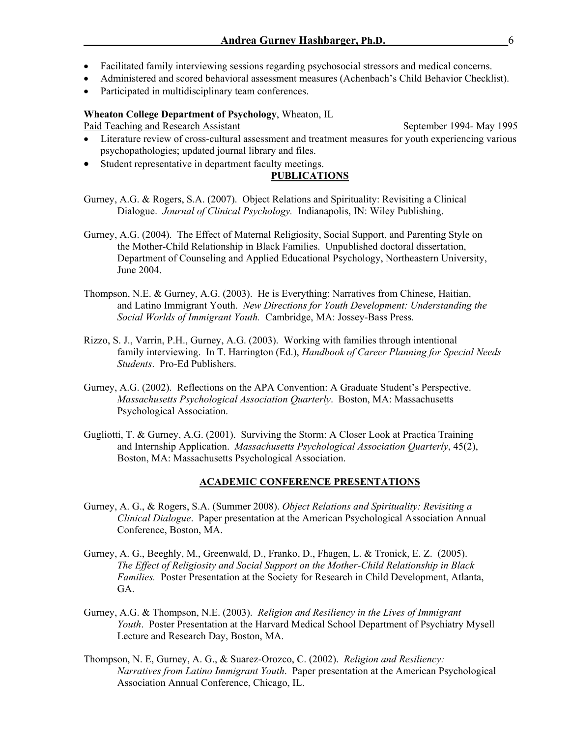- Facilitated family interviewing sessions regarding psychosocial stressors and medical concerns.
- Administered and scored behavioral assessment measures (Achenbach's Child Behavior Checklist).
- Participated in multidisciplinary team conferences.

**Wheaton College Department of Psychology**, Wheaton, IL

Paid Teaching and Research Assistant — September 1994- May 1995

- Literature review of cross-cultural assessment and treatment measures for youth experiencing various psychopathologies; updated journal library and files.
- Student representative in department faculty meetings.

## PUBLICATIONS

Gurney, A.G. & Rogers, S.A. (2007). Object Relations and Spirituality: Revisiting a Clinical Dialogue. *Journal of Clinical Psychology.* Indianapolis, IN: Wiley Publishing.

Gurney, A.G. (2004). The Effect of Maternal Religiosity, Social Support, and Parenting Style on the Mother-Child Relationship in Black Families. Unpublished doctoral dissertation, Department of Counseling and Applied Educational Psychology, Northeastern University, June 2004.

Thompson, N.E. & Gurney, A.G. (2003). He is Everything: Narratives from Chinese, Haitian, and Latino Immigrant Youth. *New Directions for Youth Development: Understanding the Social Worlds of Immigrant Youth.* Cambridge, MA: Jossey-Bass Press.

Rizzo, S. J., Varrin, P.H., Gurney, A.G. (2003). Working with families through intentional family interviewing. In T. Harrington (Ed.), *Handbook of Career Planning for Special Needs Students*. Pro-Ed Publishers.

Gurney, A.G. (2002). Reflections on the APA Convention: A Graduate Student's Perspective. *Massachusetts Psychological Association Quarterly*. Boston, MA: Massachusetts Psychological Association.

Gugliotti, T. & Gurney, A.G. (2001). Surviving the Storm: A Closer Look at Practica Training and Internship Application. *Massachusetts Psychological Association Quarterly*, 45(2), Boston, MA: Massachusetts Psychological Association.

## ACADEMIC CONFERENCE PRESENTATIONS

Gurney, A. G., & Rogers, S.A. (Summer 2008). *Object Relations and Spirituality: Revisiting a Clinical Dialogue*. Paper presentation at the American Psychological Association Annual Conference, Boston, MA.

Gurney, A. G., Beeghly, M., Greenwald, D., Franko, D., Fhagen, L. & Tronick, E. Z. (2005). *The Effect of Religiosity and Social Support on the Mother-Child Relationship in Black Families.* Poster Presentation at the Society for Research in Child Development, Atlanta, GA.

Gurney, A.G. & Thompson, N.E. (2003). *Religion and Resiliency in the Lives of Immigrant Youth*. Poster Presentation at the Harvard Medical School Department of Psychiatry Mysell Lecture and Research Day, Boston, MA.

Thompson, N. E, Gurney, A. G., & Suarez-Orozco, C. (2002). *Religion and Resiliency: Narratives from Latino Immigrant Youth*. Paper presentation at the American Psychological Association Annual Conference, Chicago, IL.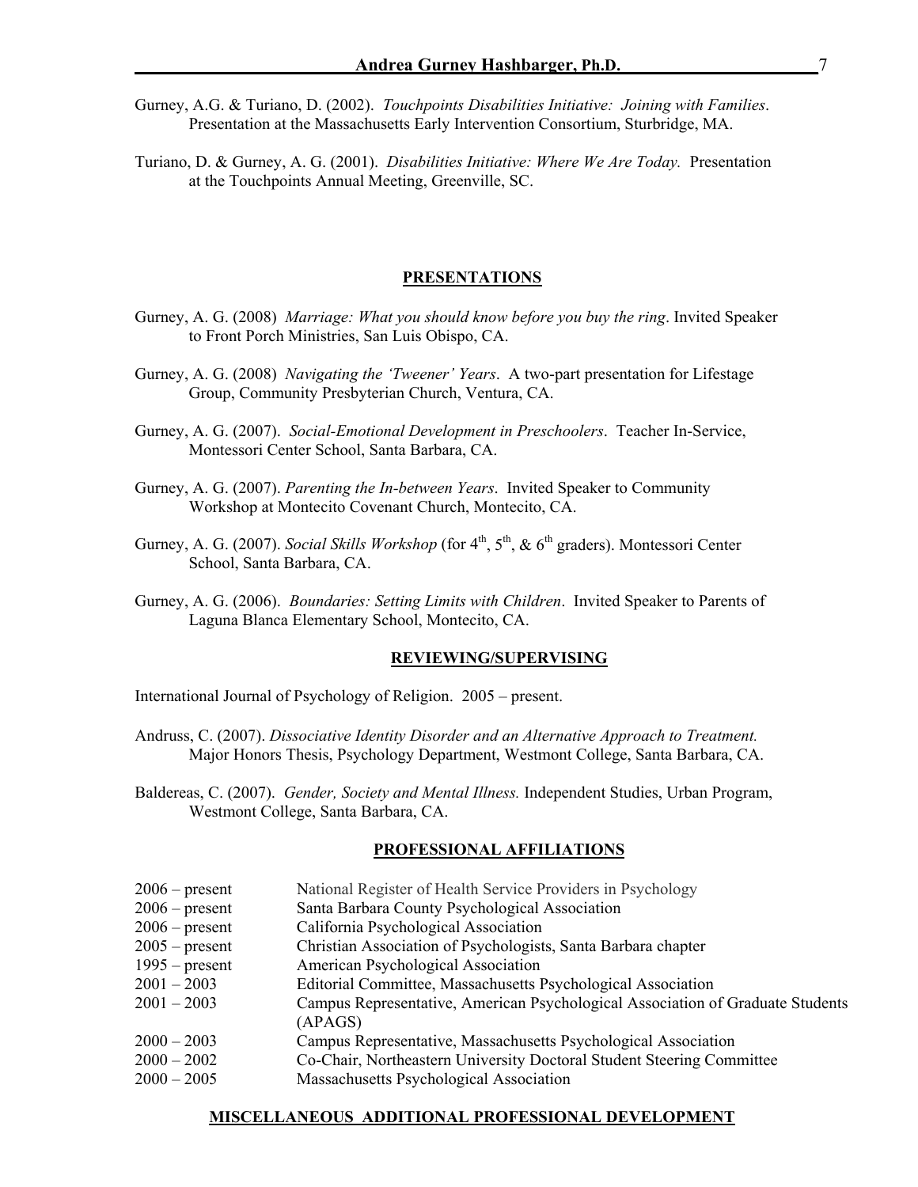Gurney, A.G. & Turiano, D. (2002). *Touchpoints Disabilities Initiative: Joining with Families*. Presentation at the Massachusetts Early Intervention Consortium, Sturbridge, MA.

Turiano, D. & Gurney, A. G. (2001). *Disabilities Initiative: Where We Are Today.* Presentation at the Touchpoints Annual Meeting, Greenville, SC.

## PRESENTATIONS

Gurney, A. G. (2008) *Marriage: What you should know before you buy the ring*. Invited Speaker to Front Porch Ministries, San Luis Obispo, CA.

Gurney, A. G. (2008) *Navigating the 'Tweener' Years*. A two-part presentation for Lifestage Group, Community Presbyterian Church, Ventura, CA.

Gurney, A. G. (2007). *Social-Emotional Development in Preschoolers*. Teacher In-Service, Montessori Center School, Santa Barbara, CA.

Gurney, A. G. (2007). *Parenting the In-between Years*. Invited Speaker to Community Workshop at Montecito Covenant Church, Montecito, CA.

Gurney, A. G. (2007). *Social Skills Workshop* (for 4th, 5th, & 6th graders). Montessori Center School, Santa Barbara, CA.

Gurney, A. G. (2006). *Boundaries: Setting Limits with Children*. Invited Speaker to Parents of Laguna Blanca Elementary School, Montecito, CA.

## REVIEWING/SUPERVISING

International Journal of Psychology of Religion. 2005 – present.

Andruss, C. (2007). *Dissociative Identity Disorder and an Alternative Approach to Treatment.* Major Honors Thesis, Psychology Department, Westmont College, Santa Barbara, CA.

Baldereas, C. (2007). *Gender, Society and Mental Illness.* Independent Studies, Urban Program, Westmont College, Santa Barbara, CA.

## PROFESSIONAL AFFILIATIONS

| | |
|---|---|
| 2006 – present | National Register of Health Service Providers in Psychology |
| 2006 – present | Santa Barbara County Psychological Association |
| 2006 – present | California Psychological Association |
| 2005 – present | Christian Association of Psychologists, Santa Barbara chapter |
| 1995 – present | American Psychological Association |
| 2001 – 2003 | Editorial Committee, Massachusetts Psychological Association |
| 2001 – 2003 | Campus Representative, American Psychological Association of Graduate Students (APAGS) |
| 2000 – 2003 | Campus Representative, Massachusetts Psychological Association |
| 2000 – 2002 | Co-Chair, Northeastern University Doctoral Student Steering Committee |
| 2000 – 2005 | Massachusetts Psychological Association |

## MISCELLANEOUS ADDITIONAL PROFESSIONAL DEVELOPMENT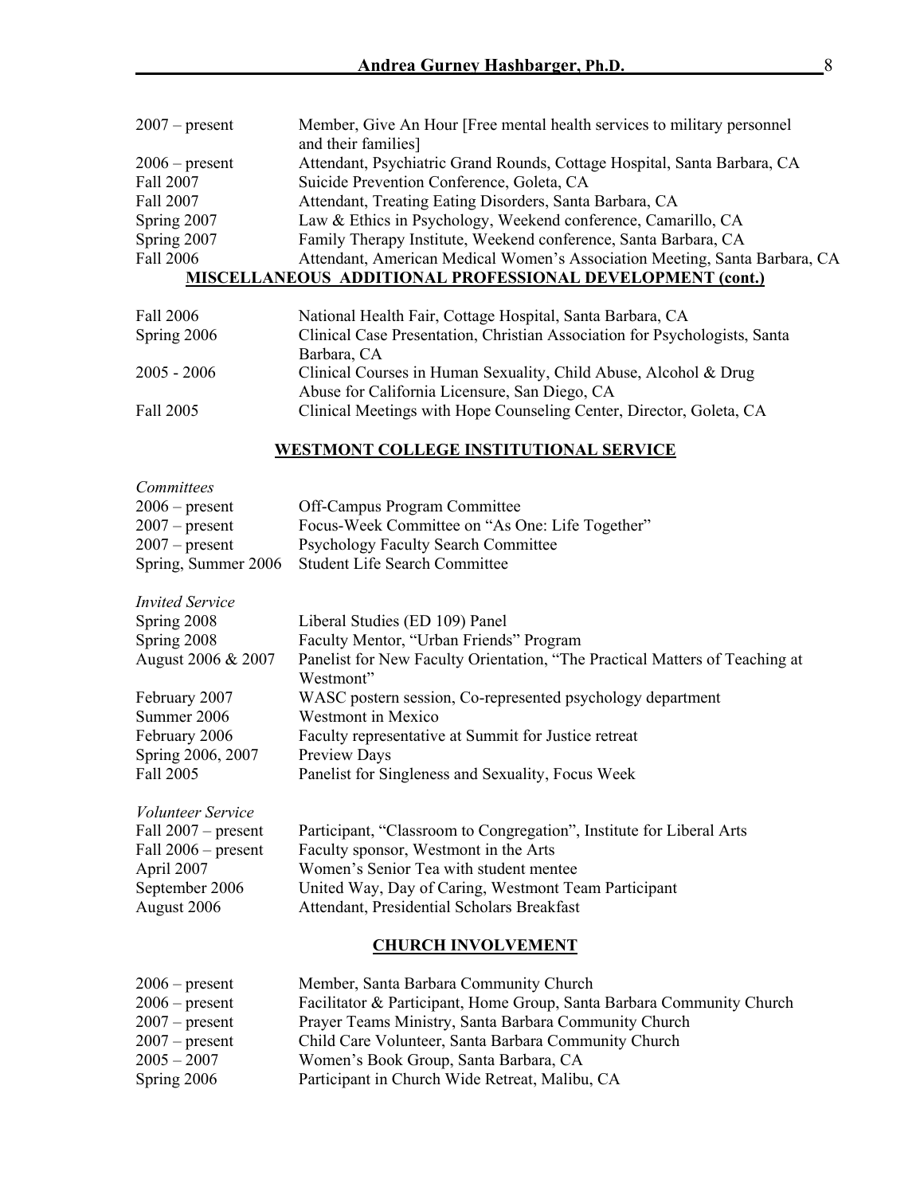| | |
|---|---|
| 2007 – present | Member, Give An Hour [Free mental health services to military personnel and their families] |
| 2006 – present | Attendant, Psychiatric Grand Rounds, Cottage Hospital, Santa Barbara, CA |
| Fall 2007 | Suicide Prevention Conference, Goleta, CA |
| Fall 2007 | Attendant, Treating Eating Disorders, Santa Barbara, CA |
| Spring 2007 | Law & Ethics in Psychology, Weekend conference, Camarillo, CA |
| Spring 2007 | Family Therapy Institute, Weekend conference, Santa Barbara, CA |
| Fall 2006 | Attendant, American Medical Women's Association Meeting, Santa Barbara, CA |

**MISCELLANEOUS ADDITIONAL PROFESSIONAL DEVELOPMENT (cont.)**

| | |
|---|---|
| Fall 2006 | National Health Fair, Cottage Hospital, Santa Barbara, CA |
| Spring 2006 | Clinical Case Presentation, Christian Association for Psychologists, Santa Barbara, CA |
| 2005 - 2006 | Clinical Courses in Human Sexuality, Child Abuse, Alcohol & Drug Abuse for California Licensure, San Diego, CA |
| Fall 2005 | Clinical Meetings with Hope Counseling Center, Director, Goleta, CA |

## WESTMONT COLLEGE INSTITUTIONAL SERVICE

*Committees*

| | |
|---|---|
| 2006 – present | Off-Campus Program Committee |
| 2007 – present | Focus-Week Committee on "As One: Life Together" |
| 2007 – present | Psychology Faculty Search Committee |
| Spring, Summer 2006 | Student Life Search Committee |

*Invited Service*

| | |
|---|---|
| Spring 2008 | Liberal Studies (ED 109) Panel |
| Spring 2008 | Faculty Mentor, "Urban Friends" Program |
| August 2006 & 2007 | Panelist for New Faculty Orientation, "The Practical Matters of Teaching at Westmont" |
| February 2007 | WASC postern session, Co-represented psychology department |
| Summer 2006 | Westmont in Mexico |
| February 2006 | Faculty representative at Summit for Justice retreat |
| Spring 2006, 2007 | Preview Days |
| Fall 2005 | Panelist for Singleness and Sexuality, Focus Week |

*Volunteer Service*

| | |
|---|---|
| Fall 2007 – present | Participant, "Classroom to Congregation", Institute for Liberal Arts |
| Fall 2006 – present | Faculty sponsor, Westmont in the Arts |
| April 2007 | Women's Senior Tea with student mentee |
| September 2006 | United Way, Day of Caring, Westmont Team Participant |
| August 2006 | Attendant, Presidential Scholars Breakfast |

## CHURCH INVOLVEMENT

| | |
|---|---|
| 2006 – present | Member, Santa Barbara Community Church |
| 2006 – present | Facilitator & Participant, Home Group, Santa Barbara Community Church |
| 2007 – present | Prayer Teams Ministry, Santa Barbara Community Church |
| 2007 – present | Child Care Volunteer, Santa Barbara Community Church |
| 2005 – 2007 | Women's Book Group, Santa Barbara, CA |
| Spring 2006 | Participant in Church Wide Retreat, Malibu, CA |